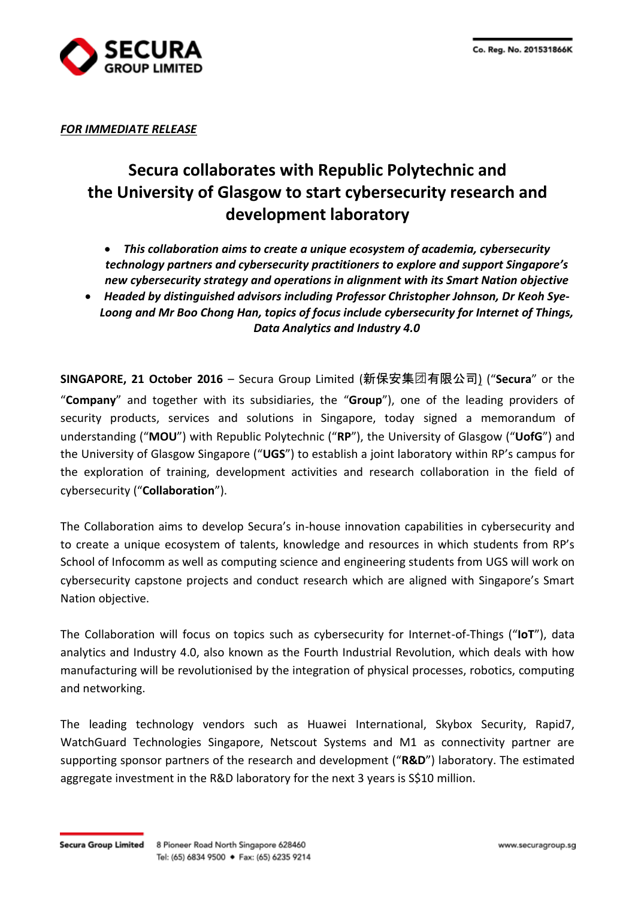*FOR IMMEDIATE RELEASE*

# Secura collaborates with Republic Polytechnic and the University of Glasgow to start cybersecurity research and development laboratory

- ***This collaboration aims to create a unique ecosystem of academia, cybersecurity technology partners and cybersecurity practitioners to explore and support Singapore's new cybersecurity strategy and operations in alignment with its Smart Nation objective***
- ***Headed by distinguished advisors including Professor Christopher Johnson, Dr Keoh Sye-Loong and Mr Boo Chong Han, topics of focus include cybersecurity for Internet of Things, Data Analytics and Industry 4.0***

**SINGAPORE, 21 October 2016** – Secura Group Limited (新保安集团有限公司) ("**Secura**" or the "**Company**" and together with its subsidiaries, the "**Group**"), one of the leading providers of security products, services and solutions in Singapore, today signed a memorandum of understanding ("**MOU**") with Republic Polytechnic ("**RP**"), the University of Glasgow ("**UofG**") and the University of Glasgow Singapore ("**UGS**") to establish a joint laboratory within RP's campus for the exploration of training, development activities and research collaboration in the field of cybersecurity ("**Collaboration**").

The Collaboration aims to develop Secura's in-house innovation capabilities in cybersecurity and to create a unique ecosystem of talents, knowledge and resources in which students from RP's School of Infocomm as well as computing science and engineering students from UGS will work on cybersecurity capstone projects and conduct research which are aligned with Singapore's Smart Nation objective.

The Collaboration will focus on topics such as cybersecurity for Internet-of-Things ("**IoT**"), data analytics and Industry 4.0, also known as the Fourth Industrial Revolution, which deals with how manufacturing will be revolutionised by the integration of physical processes, robotics, computing and networking.

The leading technology vendors such as Huawei International, Skybox Security, Rapid7, WatchGuard Technologies Singapore, Netscout Systems and M1 as connectivity partner are supporting sponsor partners of the research and development ("**R&D**") laboratory. The estimated aggregate investment in the R&D laboratory for the next 3 years is S$10 million.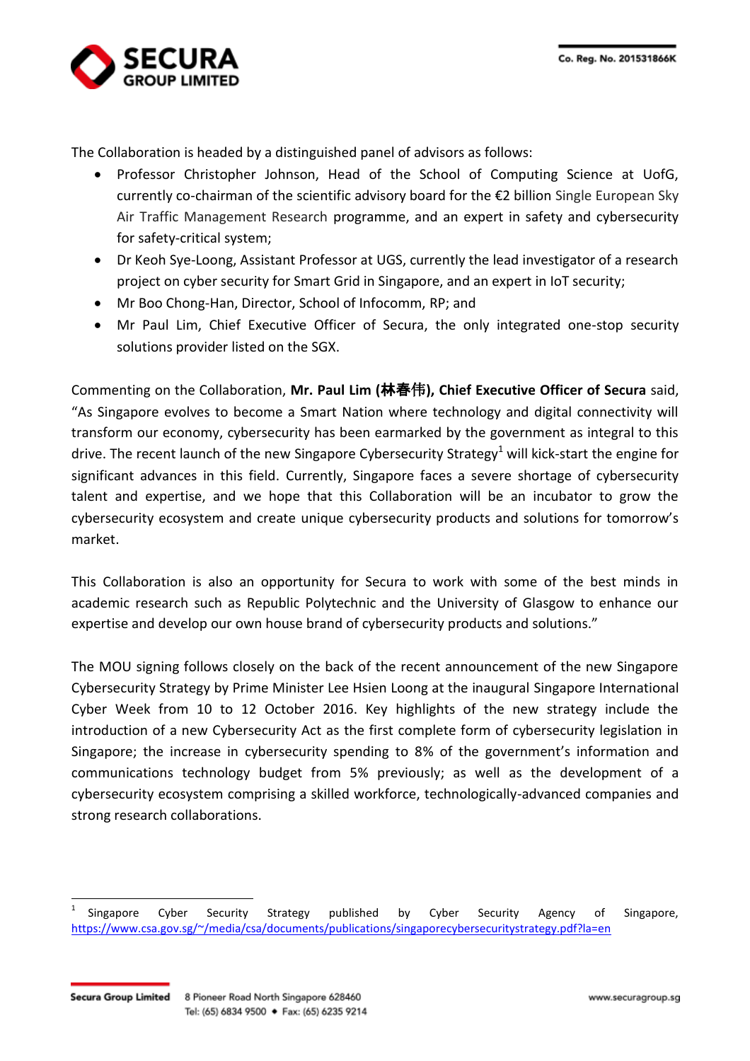The Collaboration is headed by a distinguished panel of advisors as follows:

- Professor Christopher Johnson, Head of the School of Computing Science at UofG, currently co-chairman of the scientific advisory board for the €2 billion Single European Sky Air Traffic Management Research programme, and an expert in safety and cybersecurity for safety-critical system;
- Dr Keoh Sye-Loong, Assistant Professor at UGS, currently the lead investigator of a research project on cyber security for Smart Grid in Singapore, and an expert in IoT security;
- Mr Boo Chong-Han, Director, School of Infocomm, RP; and
- Mr Paul Lim, Chief Executive Officer of Secura, the only integrated one-stop security solutions provider listed on the SGX.

Commenting on the Collaboration, **Mr. Paul Lim (林春伟), Chief Executive Officer of Secura** said, "As Singapore evolves to become a Smart Nation where technology and digital connectivity will transform our economy, cybersecurity has been earmarked by the government as integral to this drive. The recent launch of the new Singapore Cybersecurity Strategy[1] will kick-start the engine for significant advances in this field. Currently, Singapore faces a severe shortage of cybersecurity talent and expertise, and we hope that this Collaboration will be an incubator to grow the cybersecurity ecosystem and create unique cybersecurity products and solutions for tomorrow's market.

This Collaboration is also an opportunity for Secura to work with some of the best minds in academic research such as Republic Polytechnic and the University of Glasgow to enhance our expertise and develop our own house brand of cybersecurity products and solutions."

The MOU signing follows closely on the back of the recent announcement of the new Singapore Cybersecurity Strategy by Prime Minister Lee Hsien Loong at the inaugural Singapore International Cyber Week from 10 to 12 October 2016. Key highlights of the new strategy include the introduction of a new Cybersecurity Act as the first complete form of cybersecurity legislation in Singapore; the increase in cybersecurity spending to 8% of the government's information and communications technology budget from 5% previously; as well as the development of a cybersecurity ecosystem comprising a skilled workforce, technologically-advanced companies and strong research collaborations.

[1] Singapore Cyber Security Strategy published by Cyber Security Agency of Singapore, https://www.csa.gov.sg/~/media/csa/documents/publications/singaporecybersecuritystrategy.pdf?la=en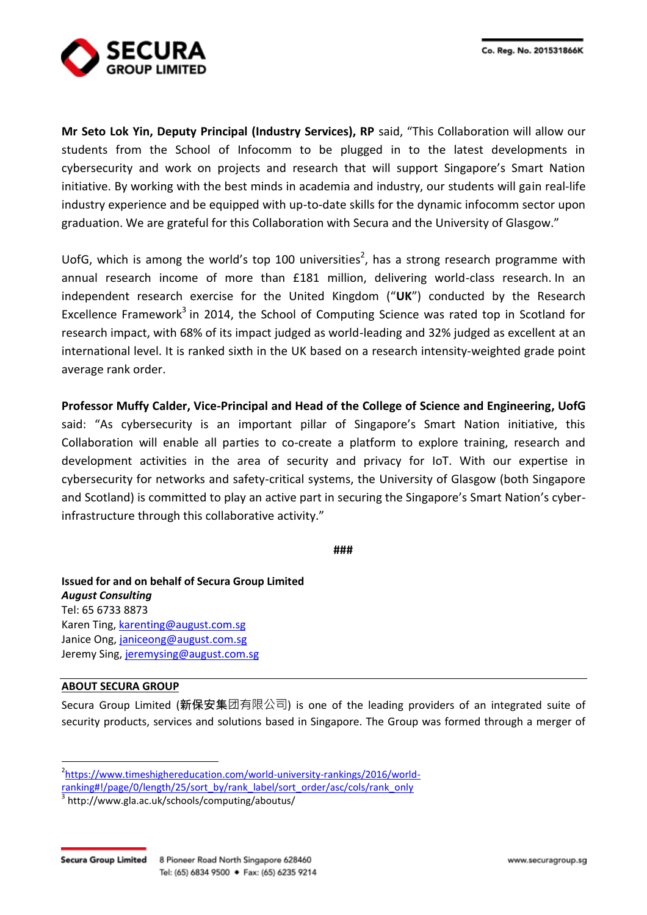**Mr Seto Lok Yin, Deputy Principal (Industry Services), RP** said, "This Collaboration will allow our students from the School of Infocomm to be plugged in to the latest developments in cybersecurity and work on projects and research that will support Singapore's Smart Nation initiative. By working with the best minds in academia and industry, our students will gain real-life industry experience and be equipped with up-to-date skills for the dynamic infocomm sector upon graduation. We are grateful for this Collaboration with Secura and the University of Glasgow."

UofG, which is among the world's top 100 universities[2], has a strong research programme with annual research income of more than £181 million, delivering world-class research. In an independent research exercise for the United Kingdom ("**UK**") conducted by the Research Excellence Framework[3] in 2014, the School of Computing Science was rated top in Scotland for research impact, with 68% of its impact judged as world-leading and 32% judged as excellent at an international level. It is ranked sixth in the UK based on a research intensity-weighted grade point average rank order.

**Professor Muffy Calder, Vice-Principal and Head of the College of Science and Engineering, UofG** said: "As cybersecurity is an important pillar of Singapore's Smart Nation initiative, this Collaboration will enable all parties to co-create a platform to explore training, research and development activities in the area of security and privacy for IoT. With our expertise in cybersecurity for networks and safety-critical systems, the University of Glasgow (both Singapore and Scotland) is committed to play an active part in securing the Singapore's Smart Nation's cyber-infrastructure through this collaborative activity."

**###**

**Issued for and on behalf of Secura Group Limited**
***August Consulting***
Tel: 65 6733 8873
Karen Ting, karenting@august.com.sg
Janice Ong, janiceong@august.com.sg
Jeremy Sing, jeremysing@august.com.sg

**ABOUT SECURA GROUP**

Secura Group Limited (**新保安集**团有限公司) is one of the leading providers of an integrated suite of security products, services and solutions based in Singapore. The Group was formed through a merger of

[2] https://www.timeshighereducation.com/world-university-rankings/2016/world-ranking#!/page/0/length/25/sort_by/rank_label/sort_order/asc/cols/rank_only

[3] http://www.gla.ac.uk/schools/computing/aboutus/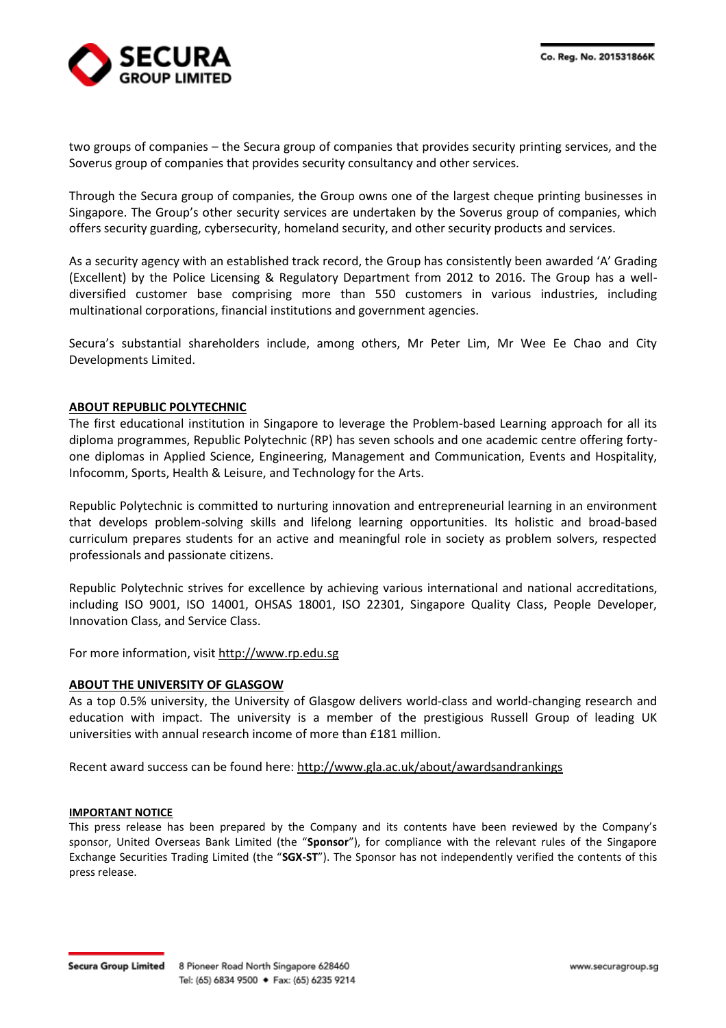two groups of companies – the Secura group of companies that provides security printing services, and the Soverus group of companies that provides security consultancy and other services.

Through the Secura group of companies, the Group owns one of the largest cheque printing businesses in Singapore. The Group's other security services are undertaken by the Soverus group of companies, which offers security guarding, cybersecurity, homeland security, and other security products and services.

As a security agency with an established track record, the Group has consistently been awarded 'A' Grading (Excellent) by the Police Licensing & Regulatory Department from 2012 to 2016. The Group has a well-diversified customer base comprising more than 550 customers in various industries, including multinational corporations, financial institutions and government agencies.

Secura's substantial shareholders include, among others, Mr Peter Lim, Mr Wee Ee Chao and City Developments Limited.

**ABOUT REPUBLIC POLYTECHNIC**

The first educational institution in Singapore to leverage the Problem-based Learning approach for all its diploma programmes, Republic Polytechnic (RP) has seven schools and one academic centre offering forty-one diplomas in Applied Science, Engineering, Management and Communication, Events and Hospitality, Infocomm, Sports, Health & Leisure, and Technology for the Arts.

Republic Polytechnic is committed to nurturing innovation and entrepreneurial learning in an environment that develops problem-solving skills and lifelong learning opportunities. Its holistic and broad-based curriculum prepares students for an active and meaningful role in society as problem solvers, respected professionals and passionate citizens.

Republic Polytechnic strives for excellence by achieving various international and national accreditations, including ISO 9001, ISO 14001, OHSAS 18001, ISO 22301, Singapore Quality Class, People Developer, Innovation Class, and Service Class.

For more information, visit http://www.rp.edu.sg

**ABOUT THE UNIVERSITY OF GLASGOW**

As a top 0.5% university, the University of Glasgow delivers world-class and world-changing research and education with impact. The university is a member of the prestigious Russell Group of leading UK universities with annual research income of more than £181 million.

Recent award success can be found here: http://www.gla.ac.uk/about/awardsandrankings

**IMPORTANT NOTICE**

This press release has been prepared by the Company and its contents have been reviewed by the Company's sponsor, United Overseas Bank Limited (the "**Sponsor**"), for compliance with the relevant rules of the Singapore Exchange Securities Trading Limited (the "**SGX-ST**"). The Sponsor has not independently verified the contents of this press release.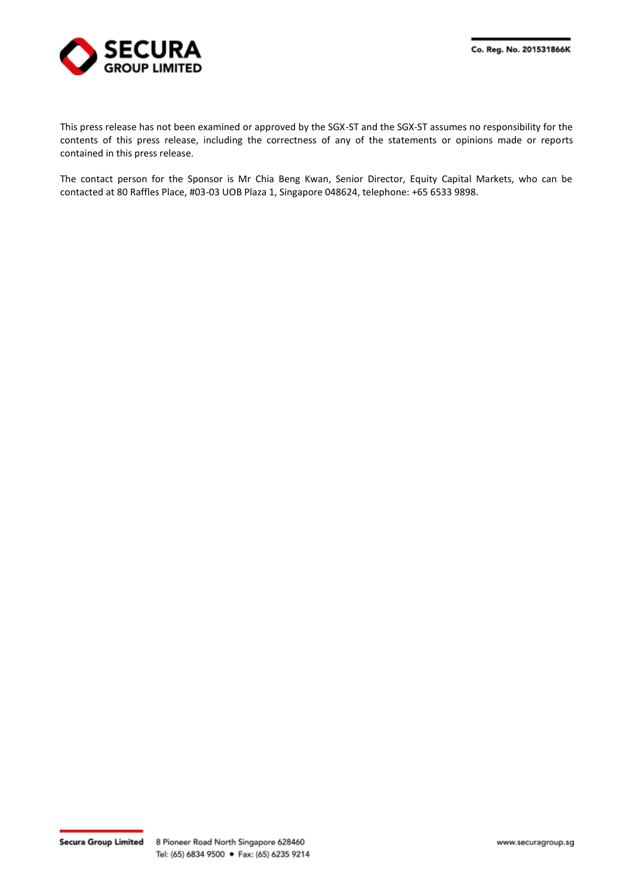This press release has not been examined or approved by the SGX-ST and the SGX-ST assumes no responsibility for the contents of this press release, including the correctness of any of the statements or opinions made or reports contained in this press release.

The contact person for the Sponsor is Mr Chia Beng Kwan, Senior Director, Equity Capital Markets, who can be contacted at 80 Raffles Place, #03-03 UOB Plaza 1, Singapore 048624, telephone: +65 6533 9898.